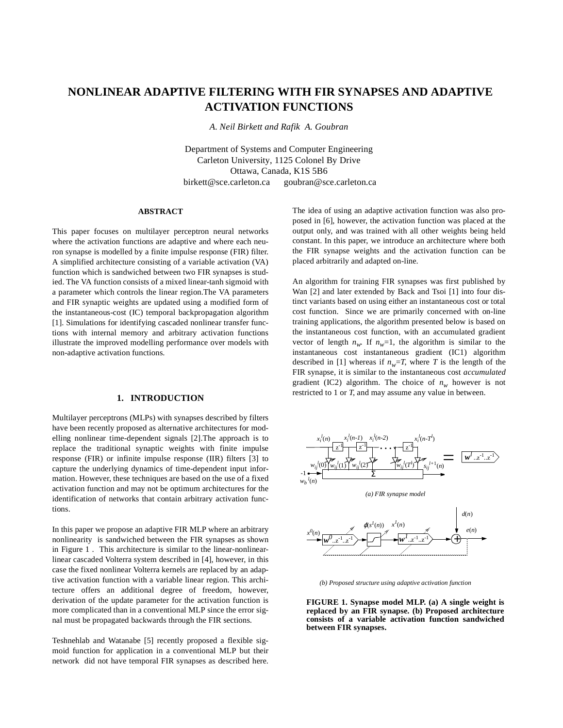# NONLINEAR ADAPTIVE FILTERING WITH FIR SYNAPSES AND ADAPTIVE ACTIVATION FUNCTIONS

*A. Neil Birkett and Rafik A. Goubran*

Department of Systems and Computer Engineering
Carleton University, 1125 Colonel By Drive
Ottawa, Canada, K1S 5B6
birkett@sce.carleton.ca goubran@sce.carleton.ca

## ABSTRACT

This paper focuses on multilayer perceptron neural networks where the activation functions are adaptive and where each neuron synapse is modelled by a finite impulse response (FIR) filter. A simplified architecture consisting of a variable activation (VA) function which is sandwiched between two FIR synapses is studied. The VA function consists of a mixed linear-tanh sigmoid with a parameter which controls the linear region.The VA parameters and FIR synaptic weights are updated using a modified form of the instantaneous-cost (IC) temporal backpropagation algorithm [1]. Simulations for identifying cascaded nonlinear transfer functions with internal memory and arbitrary activation functions illustrate the improved modelling performance over models with non-adaptive activation functions.

## 1. INTRODUCTION

Multilayer perceptrons (MLPs) with synapses described by filters have been recently proposed as alternative architectures for modelling nonlinear time-dependent signals [2].The approach is to replace the traditional synaptic weights with finite impulse response (FIR) or infinite impulse response (IIR) filters [3] to capture the underlying dynamics of time-dependent input information. However, these techniques are based on the use of a fixed activation function and may not be optimum architectures for the identification of networks that contain arbitrary activation functions.

In this paper we propose an adaptive FIR MLP where an arbitrary nonlinearity is sandwiched between the FIR synapses as shown in Figure 1 . This architecture is similar to the linear-nonlinear-linear cascaded Volterra system described in [4], however, in this case the fixed nonlinear Volterra kernels are replaced by an adaptive activation function with a variable linear region. This architecture offers an additional degree of freedom, however, derivation of the update parameter for the activation function is more complicated than in a conventional MLP since the error signal must be propagated backwards through the FIR sections.

Teshnehlab and Watanabe [5] recently proposed a flexible sigmoid function for application in a conventional MLP but their network did not have temporal FIR synapses as described here. The idea of using an adaptive activation function was also proposed in [6], however, the activation function was placed at the output only, and was trained with all other weights being held constant. In this paper, we introduce an architecture where both the FIR synapse weights and the activation function can be placed arbitrarily and adapted on-line.

An algorithm for training FIR synapses was first published by Wan [2] and later extended by Back and Tsoi [1] into four distinct variants based on using either an instantaneous cost or total cost function. Since we are primarily concerned with on-line training applications, the algorithm presented below is based on the instantaneous cost function, with an accumulated gradient vector of length $n_w$. If $n_w$=1, the algorithm is similar to the instantaneous cost instantaneous gradient (IC1) algorithm described in [1] whereas if $n_w$=$T$, where $T$ is the length of the FIR synapse, it is similar to the instantaneous cost *accumulated* gradient (IC2) algorithm. The choice of $n_w$ however is not restricted to 1 or $T$, and may assume any value in between.

*(a) FIR synapse model*

*(b) Proposed structure using adaptive activation function*

**FIGURE 1. Synapse model MLP. (a) A single weight is replaced by an FIR synapse. (b) Proposed architecture consists of a variable activation function sandwiched between FIR synapses.**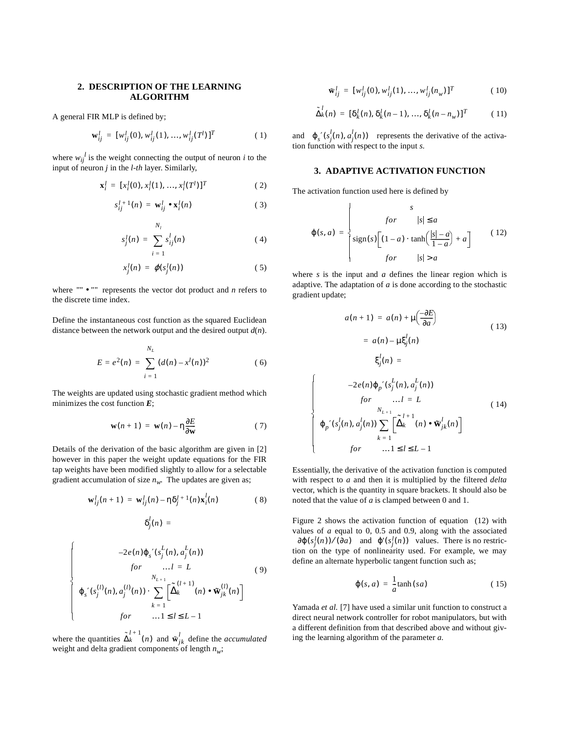## 2. DESCRIPTION OF THE LEARNING ALGORITHM

A general FIR MLP is defined by;

$$\mathbf{w}_{ij}^{l} = [w_{ij}^{l}(0), w_{ij}^{l}(1), \ldots, w_{ij}^{l}(T^{l})]^{T} \quad (1)$$

where $w_{ij}^{l}$ is the weight connecting the output of neuron $i$ to the input of neuron $j$ in the $l$-th layer. Similarly,

$$\mathbf{x}_{i}^{l} = [x_{i}^{l}(0), x_{i}^{l}(1), \ldots, x_{i}^{l}(T^{l})]^{T} \quad (2)$$

$$s_{ij}^{l+1}(n) = \mathbf{w}_{ij}^{l} \bullet \mathbf{x}_{i}^{l}(n) \quad (3)$$

$$s_{j}^{l}(n) = \sum_{i=1}^{N_l} s_{ij}^{l}(n) \quad (4)$$

$$x_{j}^{l}(n) = \varphi(s_{j}^{l}(n)) \quad (5)$$

where "" • "" represents the vector dot product and $n$ refers to the discrete time index.

Define the instantaneous cost function as the squared Euclidean distance between the network output and the desired output $d(n)$.

$$E = e^{2}(n) = \sum_{i=1}^{N_L} (d(n) - x^{l}(n))^{2} \quad (6)$$

The weights are updated using stochastic gradient method which minimizes the cost function ***E***;

$$\mathbf{w}(n+1) = \mathbf{w}(n) - \eta\frac{\partial E}{\partial \mathbf{w}} \quad (7)$$

Details of the derivation of the basic algorithm are given in [2] however in this paper the weight update equations for the FIR tap weights have been modified slightly to allow for a selectable gradient accumulation of size $n_w$. The updates are given as;

$$\mathbf{w}_{ij}^{l}(n+1) = \mathbf{w}_{ij}^{l}(n) - \eta\delta_{j}^{l+1}(n)\mathbf{x}_{i}^{l}(n) \quad (8)$$

$$\delta_{j}^{l}(n) = \begin{cases} -2e(n)\varphi_{s}'(s_{j}^{L}(n), a_{j}^{L}(n)) & for \quad \ldots l = L \\ \varphi_{s}'(s_{j}^{(l)}(n), a_{j}^{(l)}(n)) \cdot \sum_{k=1}^{N_{L+1}} \left[\tilde{\Delta}_{k}^{(l+1)}(n) \bullet \tilde{\mathbf{w}}_{jk}^{(l)}(n)\right] & for \quad \ldots 1 \le l \le L-1 \end{cases} \quad (9)$$

where the quantities $\tilde{\Delta}_{k}^{l+1}(n)$ and $\tilde{\mathbf{w}}_{jk}^{l}$ define the *accumulated* weight and delta gradient components of length $n_w$;

$$\tilde{\mathbf{w}}_{ij}^{l} = [w_{ij}^{l}(0), w_{ij}^{l}(1), \ldots, w_{ij}^{l}(n_w)]^{T} \quad (10)$$

$$\tilde{\Delta}_{k}^{l}(n) = [\delta_{k}^{l}(n), \delta_{k}^{l}(n-1), \ldots, \delta_{k}^{l}(n-n_w)]^{T} \quad (11)$$

and $\varphi_{s}'(s_{j}^{l}(n), a_{j}^{l}(n))$ represents the derivative of the activation function with respect to the input $s$.

## 3. ADAPTIVE ACTIVATION FUNCTION

The activation function used here is defined by

$$\varphi(s, a) = \begin{cases} s & for \quad |s| \le a \\ \mathrm{sign}(s)\left[(1-a)\cdot\tanh\left(\frac{|s|-a}{1-a}\right) + a\right] & for \quad |s| > a \end{cases} \quad (12)$$

where $s$ is the input and $a$ defines the linear region which is adaptive. The adaptation of $a$ is done according to the stochastic gradient update;

$$a(n+1) = a(n) + \mu\left(\frac{-\partial E}{\partial a}\right) = a(n) - \mu\xi_{j}^{l}(n) \quad (13)$$

$$\xi_{j}^{l}(n) = \begin{cases} -2e(n)\varphi_{p}'(s_{j}^{L}(n), a_{j}^{L}(n)) & for \quad \ldots l = L \\ \varphi_{p}'(s_{j}^{l}(n), a_{j}^{l}(n)) \sum_{k=1}^{N_{L+1}} \left[\tilde{\Delta}_{k}^{l+1}(n) \bullet \tilde{\mathbf{w}}_{jk}^{l}(n)\right] & for \quad \ldots 1 \le l \le L-1 \end{cases} \quad (14)$$

Essentially, the derivative of the activation function is computed with respect to $a$ and then it is multiplied by the filtered *delta* vector, which is the quantity in square brackets. It should also be noted that the value of $a$ is clamped between 0 and 1.

Figure 2 shows the activation function of equation (12) with values of $a$ equal to 0, 0.5 and 0.9, along with the associated $\partial\varphi(s_{j}^{l}(n))/(\partial a)$ and $\varphi'(s_{j}^{l}(n))$ values. There is no restriction on the type of nonlinearity used. For example, we may define an alternate hyperbolic tangent function such as;

$$\varphi(s, a) = \frac{1}{a}\tanh(sa) \quad (15)$$

Yamada *et al.* [7] have used a similar unit function to construct a direct neural network controller for robot manipulators, but with a different definition from that described above and without giving the learning algorithm of the parameter $a$.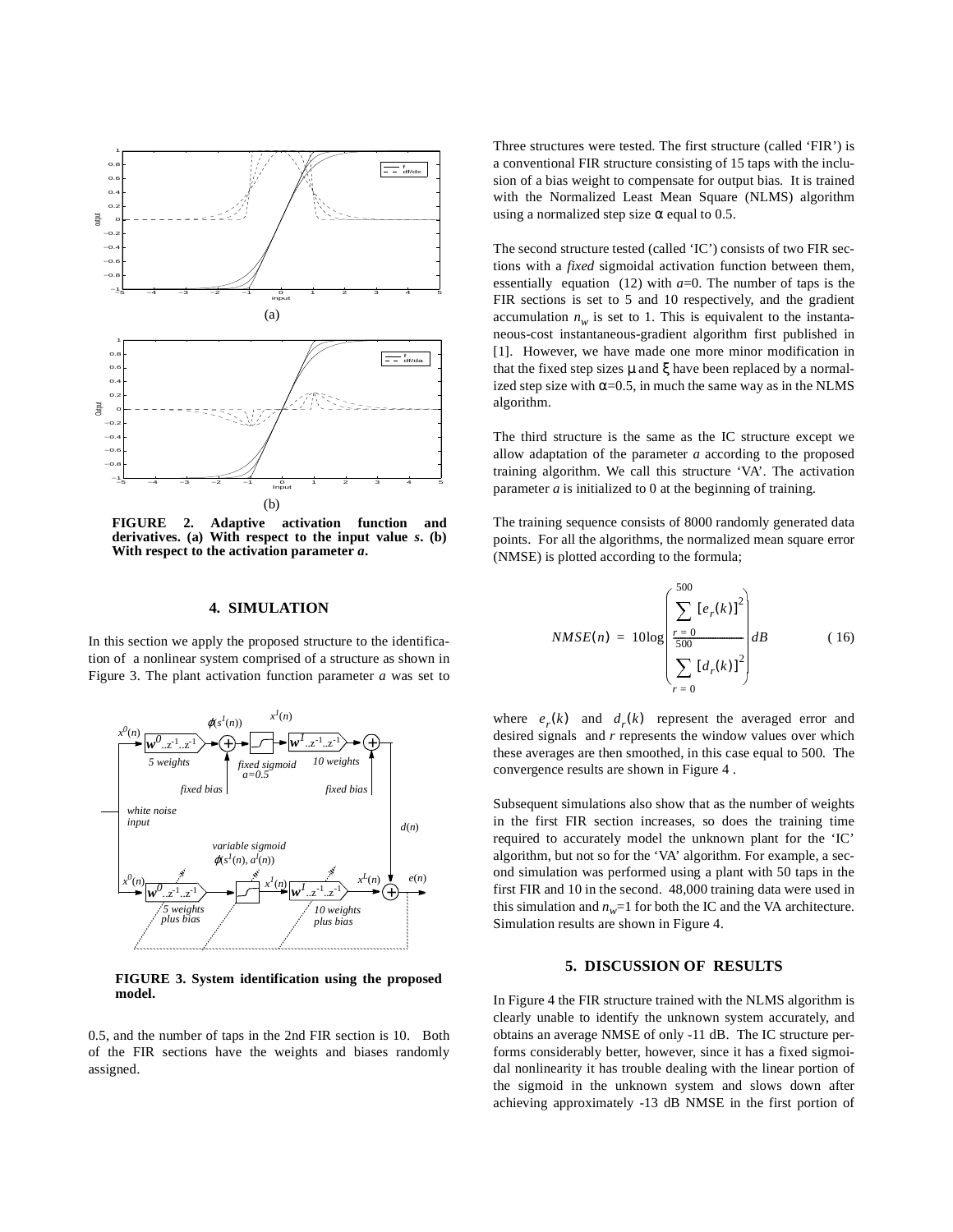(a)

(b)

**FIGURE 2. Adaptive activation function and derivatives. (a) With respect to the input value *s*. (b) With respect to the activation parameter *a*.**

## 4. SIMULATION

In this section we apply the proposed structure to the identification of a nonlinear system comprised of a structure as shown in Figure 3. The plant activation function parameter *a* was set to 0.5, and the number of taps in the 2nd FIR section is 10. Both of the FIR sections have the weights and biases randomly assigned.

**FIGURE 3. System identification using the proposed model.**

Three structures were tested. The first structure (called 'FIR') is a conventional FIR structure consisting of 15 taps with the inclusion of a bias weight to compensate for output bias. It is trained with the Normalized Least Mean Square (NLMS) algorithm using a normalized step size $\alpha$ equal to 0.5.

The second structure tested (called 'IC') consists of two FIR sections with a *fixed* sigmoidal activation function between them, essentially equation (12) with $a$=0. The number of taps is the FIR sections is set to 5 and 10 respectively, and the gradient accumulation $n_w$ is set to 1. This is equivalent to the instantaneous-cost instantaneous-gradient algorithm first published in [1]. However, we have made one more minor modification in that the fixed step sizes $\mu$ and $\xi$ have been replaced by a normalized step size with $\alpha$=0.5, in much the same way as in the NLMS algorithm.

The third structure is the same as the IC structure except we allow adaptation of the parameter *a* according to the proposed training algorithm. We call this structure 'VA'. The activation parameter *a* is initialized to 0 at the beginning of training.

The training sequence consists of 8000 randomly generated data points. For all the algorithms, the normalized mean square error (NMSE) is plotted according to the formula;

$$NMSE(n) = 10\log\left(\frac{\sum_{r=0}^{500}[e_r(k)]^2}{\sum_{r=0}^{500}[d_r(k)]^2}\right)dB \qquad (16)$$

where $e_r(k)$ and $d_r(k)$ represent the averaged error and desired signals and *r* represents the window values over which these averages are then smoothed, in this case equal to 500. The convergence results are shown in Figure 4 .

Subsequent simulations also show that as the number of weights in the first FIR section increases, so does the training time required to accurately model the unknown plant for the 'IC' algorithm, but not so for the 'VA' algorithm. For example, a second simulation was performed using a plant with 50 taps in the first FIR and 10 in the second. 48,000 training data were used in this simulation and $n_w$=1 for both the IC and the VA architecture. Simulation results are shown in Figure 4.

## 5. DISCUSSION OF RESULTS

In Figure 4 the FIR structure trained with the NLMS algorithm is clearly unable to identify the unknown system accurately, and obtains an average NMSE of only -11 dB. The IC structure performs considerably better, however, since it has a fixed sigmoidal nonlinearity it has trouble dealing with the linear portion of the sigmoid in the unknown system and slows down after achieving approximately -13 dB NMSE in the first portion of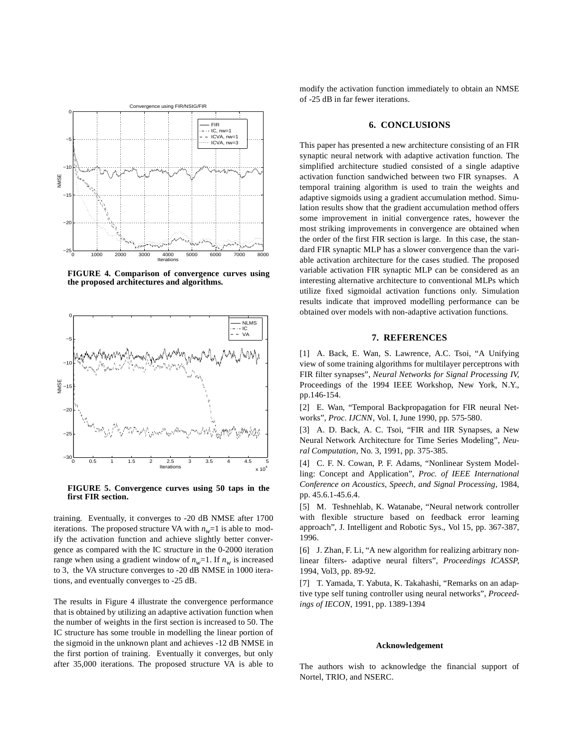Convergence using FIR/NSIG/FIR

FIR
IC, nw=1
ICVA, nw=1
ICVA, nw=3

NMSE

Iterations

0
−5
−10
−15
−20
−25

0 1000 2000 3000 4000 5000 6000 7000 8000

**FIGURE 4. Comparison of convergence curves using the proposed architectures and algorithms.**

NLMS
IC
VA

NMSE

Iterations

x 10^4

0
−5
−10
−15
−20
−25
−30

0 0.5 1 1.5 2 2.5 3 3.5 4 4.5 5

**FIGURE 5. Convergence curves using 50 taps in the first FIR section.**

training. Eventually, it converges to -20 dB NMSE after 1700 iterations. The proposed structure VA with $n_w$=1 is able to modify the activation function and achieve slightly better convergence as compared with the IC structure in the 0-2000 iteration range when using a gradient window of $n_w$=1. If $n_w$ is increased to 3, the VA structure converges to -20 dB NMSE in 1000 iterations, and eventually converges to -25 dB.

The results in Figure 4 illustrate the convergence performance that is obtained by utilizing an adaptive activation function when the number of weights in the first section is increased to 50. The IC structure has some trouble in modelling the linear portion of the sigmoid in the unknown plant and achieves -12 dB NMSE in the first portion of training. Eventually it converges, but only after 35,000 iterations. The proposed structure VA is able to modify the activation function immediately to obtain an NMSE of -25 dB in far fewer iterations.

## 6. CONCLUSIONS

This paper has presented a new architecture consisting of an FIR synaptic neural network with adaptive activation function. The simplified architecture studied consisted of a single adaptive activation function sandwiched between two FIR synapses. A temporal training algorithm is used to train the weights and adaptive sigmoids using a gradient accumulation method. Simulation results show that the gradient accumulation method offers some improvement in initial convergence rates, however the most striking improvements in convergence are obtained when the order of the first FIR section is large. In this case, the standard FIR synaptic MLP has a slower convergence than the variable activation architecture for the cases studied. The proposed variable activation FIR synaptic MLP can be considered as an interesting alternative architecture to conventional MLPs which utilize fixed sigmoidal activation functions only. Simulation results indicate that improved modelling performance can be obtained over models with non-adaptive activation functions.

## 7. REFERENCES

[1] A. Back, E. Wan, S. Lawrence, A.C. Tsoi, "A Unifying view of some training algorithms for multilayer perceptrons with FIR filter synapses", *Neural Networks for Signal Processing IV*, Proceedings of the 1994 IEEE Workshop, New York, N.Y., pp.146-154.

[2] E. Wan, "Temporal Backpropagation for FIR neural Networks", *Proc. IJCNN*, Vol. I, June 1990, pp. 575-580.

[3] A. D. Back, A. C. Tsoi, "FIR and IIR Synapses, a New Neural Network Architecture for Time Series Modeling", *Neural Computation*, No. 3, 1991, pp. 375-385.

[4] C. F. N. Cowan, P. F. Adams, "Nonlinear System Modelling: Concept and Application", *Proc. of IEEE International Conference on Acoustics, Speech, and Signal Processing*, 1984, pp. 45.6.1-45.6.4.

[5] M. Teshnehlab, K. Watanabe, "Neural network controller with flexible structure based on feedback error learning approach", J. Intelligent and Robotic Sys., Vol 15, pp. 367-387, 1996.

[6] J. Zhan, F. Li, "A new algorithm for realizing arbitrary nonlinear filters- adaptive neural filters", *Proceedings ICASSP*, 1994, Vol3, pp. 89-92.

[7] T. Yamada, T. Yabuta, K. Takahashi, "Remarks on an adaptive type self tuning controller using neural networks", *Proceedings of IECON*, 1991, pp. 1389-1394

**Acknowledgement**

The authors wish to acknowledge the financial support of Nortel, TRIO, and NSERC.